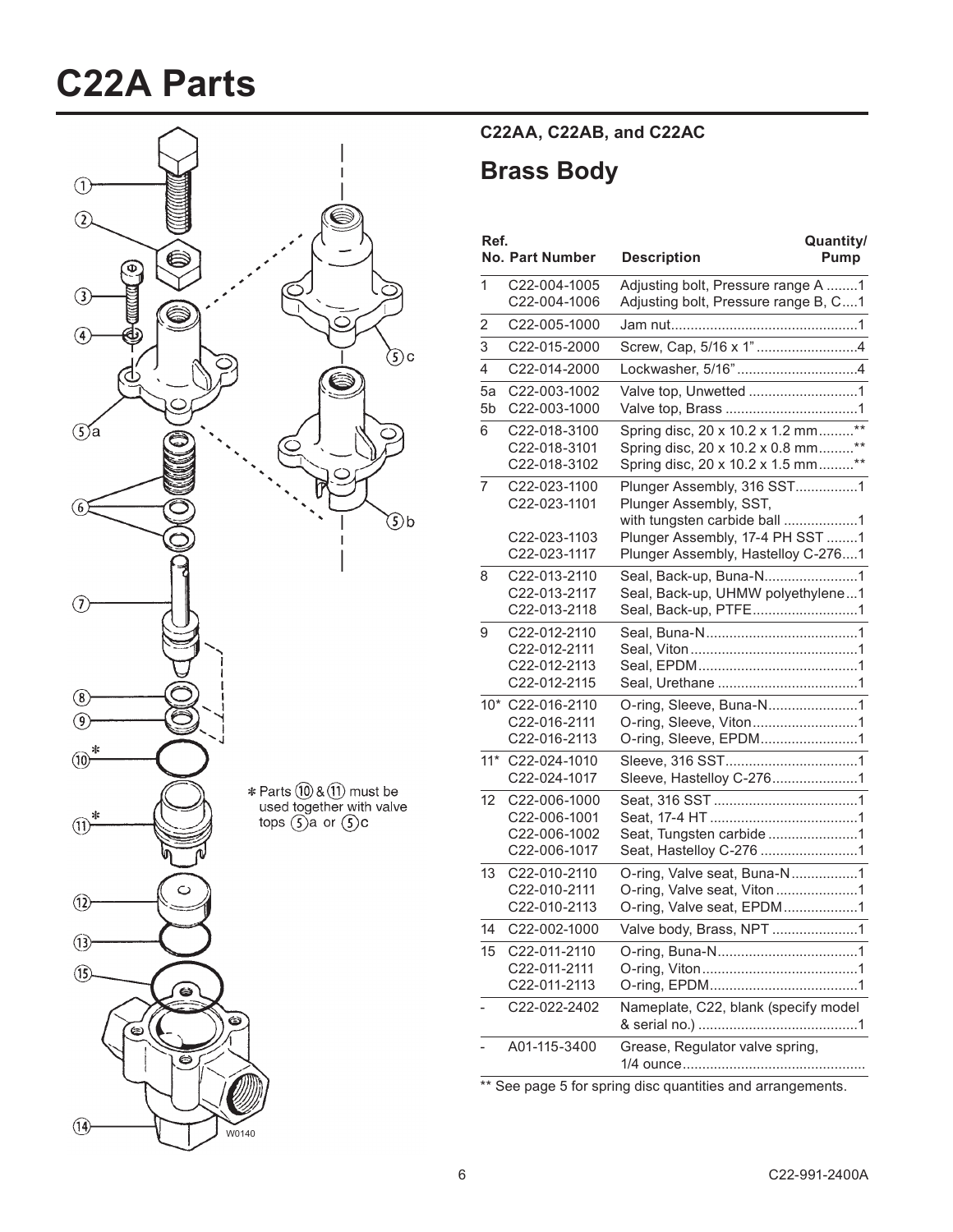# C22A Parts

### C22AA, C22AB, and C22AC

## Brass Body

| Ref. No. | Part Number | Description | Quantity/ Pump |
|---|---|---|---|
| 1 | C22-004-1005 | Adjusting bolt, Pressure range A | 1 |
| | C22-004-1006 | Adjusting bolt, Pressure range B, C | 1 |
| 2 | C22-005-1000 | Jam nut | 1 |
| 3 | C22-015-2000 | Screw, Cap, 5/16 x 1" | 4 |
| 4 | C22-014-2000 | Lockwasher, 5/16" | 4 |
| 5a | C22-003-1002 | Valve top, Unwetted | 1 |
| 5b | C22-003-1000 | Valve top, Brass | 1 |
| 6 | C22-018-3100 | Spring disc, 20 x 10.2 x 1.2 mm | ** |
| | C22-018-3101 | Spring disc, 20 x 10.2 x 0.8 mm | ** |
| | C22-018-3102 | Spring disc, 20 x 10.2 x 1.5 mm | ** |
| 7 | C22-023-1100 | Plunger Assembly, 316 SST | 1 |
| | C22-023-1101 | Plunger Assembly, SST, with tungsten carbide ball | 1 |
| | C22-023-1103 | Plunger Assembly, 17-4 PH SST | 1 |
| | C22-023-1117 | Plunger Assembly, Hastelloy C-276 | 1 |
| 8 | C22-013-2110 | Seal, Back-up, Buna-N | 1 |
| | C22-013-2117 | Seal, Back-up, UHMW polyethylene | 1 |
| | C22-013-2118 | Seal, Back-up, PTFE | 1 |
| 9 | C22-012-2110 | Seal, Buna-N | 1 |
| | C22-012-2111 | Seal, Viton | 1 |
| | C22-012-2113 | Seal, EPDM | 1 |
| | C22-012-2115 | Seal, Urethane | 1 |
| 10* | C22-016-2110 | O-ring, Sleeve, Buna-N | 1 |
| | C22-016-2111 | O-ring, Sleeve, Viton | 1 |
| | C22-016-2113 | O-ring, Sleeve, EPDM | 1 |
| 11* | C22-024-1010 | Sleeve, 316 SST | 1 |
| | C22-024-1017 | Sleeve, Hastelloy C-276 | 1 |
| 12 | C22-006-1000 | Seat, 316 SST | 1 |
| | C22-006-1001 | Seat, 17-4 HT | 1 |
| | C22-006-1002 | Seat, Tungsten carbide | 1 |
| | C22-006-1017 | Seat, Hastelloy C-276 | 1 |
| 13 | C22-010-2110 | O-ring, Valve seat, Buna-N | 1 |
| | C22-010-2111 | O-ring, Valve seat, Viton | 1 |
| | C22-010-2113 | O-ring, Valve seat, EPDM | 1 |
| 14 | C22-002-1000 | Valve body, Brass, NPT | 1 |
| 15 | C22-011-2110 | O-ring, Buna-N | 1 |
| | C22-011-2111 | O-ring, Viton | 1 |
| | C22-011-2113 | O-ring, EPDM | 1 |
| - | C22-022-2402 | Nameplate, C22, blank (specify model & serial no.) | 1 |
| - | A01-115-3400 | Grease, Regulator valve spring, 1/4 ounce | |

** See page 5 for spring disc quantities and arrangements.

* Parts (10) & (11) must be used together with valve tops (5)a or (5)c

W0140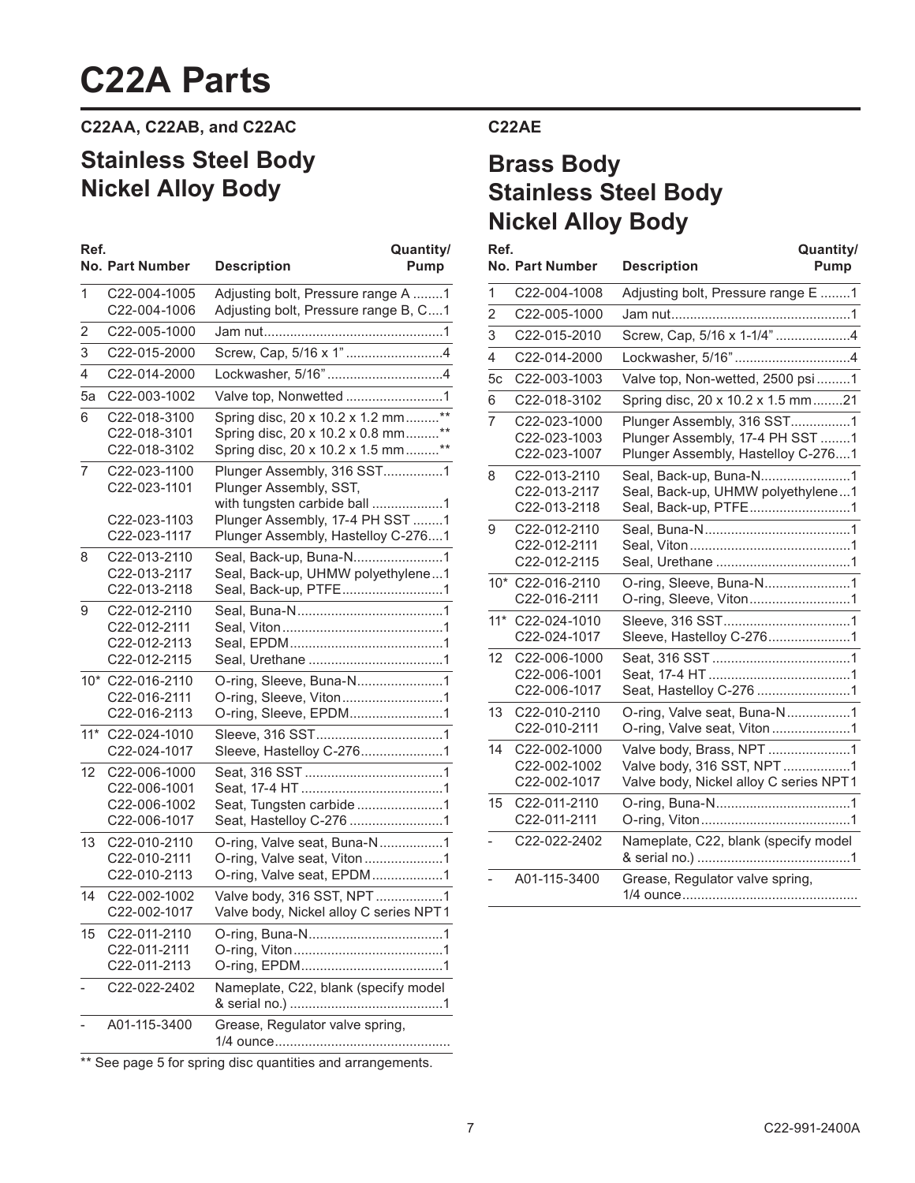# C22A Parts

### C22AA, C22AB, and C22AC

## Stainless Steel Body
## Nickel Alloy Body

| Ref. No. | Part Number | Description | Quantity/ Pump |
|---|---|---|---|
| 1 | C22-004-1005 | Adjusting bolt, Pressure range A | 1 |
| | C22-004-1006 | Adjusting bolt, Pressure range B, C | 1 |
| 2 | C22-005-1000 | Jam nut | 1 |
| 3 | C22-015-2000 | Screw, Cap, 5/16 x 1" | 4 |
| 4 | C22-014-2000 | Lockwasher, 5/16" | 4 |
| 5a | C22-003-1002 | Valve top, Nonwetted | 1 |
| 6 | C22-018-3100 | Spring disc, 20 x 10.2 x 1.2 mm | ** |
| | C22-018-3101 | Spring disc, 20 x 10.2 x 0.8 mm | ** |
| | C22-018-3102 | Spring disc, 20 x 10.2 x 1.5 mm | ** |
| 7 | C22-023-1100 | Plunger Assembly, 316 SST | 1 |
| | C22-023-1101 | Plunger Assembly, SST, with tungsten carbide ball | 1 |
| | C22-023-1103 | Plunger Assembly, 17-4 PH SST | 1 |
| | C22-023-1117 | Plunger Assembly, Hastelloy C-276 | 1 |
| 8 | C22-013-2110 | Seal, Back-up, Buna-N | 1 |
| | C22-013-2117 | Seal, Back-up, UHMW polyethylene | 1 |
| | C22-013-2118 | Seal, Back-up, PTFE | 1 |
| 9 | C22-012-2110 | Seal, Buna-N | 1 |
| | C22-012-2111 | Seal, Viton | 1 |
| | C22-012-2113 | Seal, EPDM | 1 |
| | C22-012-2115 | Seal, Urethane | 1 |
| 10* | C22-016-2110 | O-ring, Sleeve, Buna-N | 1 |
| | C22-016-2111 | O-ring, Sleeve, Viton | 1 |
| | C22-016-2113 | O-ring, Sleeve, EPDM | 1 |
| 11* | C22-024-1010 | Sleeve, 316 SST | 1 |
| | C22-024-1017 | Sleeve, Hastelloy C-276 | 1 |
| 12 | C22-006-1000 | Seat, 316 SST | 1 |
| | C22-006-1001 | Seat, 17-4 HT | 1 |
| | C22-006-1002 | Seat, Tungsten carbide | 1 |
| | C22-006-1017 | Seat, Hastelloy C-276 | 1 |
| 13 | C22-010-2110 | O-ring, Valve seat, Buna-N | 1 |
| | C22-010-2111 | O-ring, Valve seat, Viton | 1 |
| | C22-010-2113 | O-ring, Valve seat, EPDM | 1 |
| 14 | C22-002-1002 | Valve body, 316 SST, NPT | 1 |
| | C22-002-1017 | Valve body, Nickel alloy C series NPT | 1 |
| 15 | C22-011-2110 | O-ring, Buna-N | 1 |
| | C22-011-2111 | O-ring, Viton | 1 |
| | C22-011-2113 | O-ring, EPDM | 1 |
| - | C22-022-2402 | Nameplate, C22, blank (specify model & serial no.) | 1 |
| - | A01-115-3400 | Grease, Regulator valve spring, 1/4 ounce | |

** See page 5 for spring disc quantities and arrangements.

### C22AE

## Brass Body
## Stainless Steel Body
## Nickel Alloy Body

| Ref. No. | Part Number | Description | Quantity/ Pump |
|---|---|---|---|
| 1 | C22-004-1008 | Adjusting bolt, Pressure range E | 1 |
| 2 | C22-005-1000 | Jam nut | 1 |
| 3 | C22-015-2010 | Screw, Cap, 5/16 x 1-1/4" | 4 |
| 4 | C22-014-2000 | Lockwasher, 5/16" | 4 |
| 5c | C22-003-1003 | Valve top, Non-wetted, 2500 psi | 1 |
| 6 | C22-018-3102 | Spring disc, 20 x 10.2 x 1.5 mm | 21 |
| 7 | C22-023-1000 | Plunger Assembly, 316 SST | 1 |
| | C22-023-1003 | Plunger Assembly, 17-4 PH SST | 1 |
| | C22-023-1007 | Plunger Assembly, Hastelloy C-276 | 1 |
| 8 | C22-013-2110 | Seal, Back-up, Buna-N | 1 |
| | C22-013-2117 | Seal, Back-up, UHMW polyethylene | 1 |
| | C22-013-2118 | Seal, Back-up, PTFE | 1 |
| 9 | C22-012-2110 | Seal, Buna-N | 1 |
| | C22-012-2111 | Seal, Viton | 1 |
| | C22-012-2115 | Seal, Urethane | 1 |
| 10* | C22-016-2110 | O-ring, Sleeve, Buna-N | 1 |
| | C22-016-2111 | O-ring, Sleeve, Viton | 1 |
| 11* | C22-024-1010 | Sleeve, 316 SST | 1 |
| | C22-024-1017 | Sleeve, Hastelloy C-276 | 1 |
| 12 | C22-006-1000 | Seat, 316 SST | 1 |
| | C22-006-1001 | Seat, 17-4 HT | 1 |
| | C22-006-1017 | Seat, Hastelloy C-276 | 1 |
| 13 | C22-010-2110 | O-ring, Valve seat, Buna-N | 1 |
| | C22-010-2111 | O-ring, Valve seat, Viton | 1 |
| 14 | C22-002-1000 | Valve body, Brass, NPT | 1 |
| | C22-002-1002 | Valve body, 316 SST, NPT | 1 |
| | C22-002-1017 | Valve body, Nickel alloy C series NPT | 1 |
| 15 | C22-011-2110 | O-ring, Buna-N | 1 |
| | C22-011-2111 | O-ring, Viton | 1 |
| - | C22-022-2402 | Nameplate, C22, blank (specify model & serial no.) | 1 |
| - | A01-115-3400 | Grease, Regulator valve spring, 1/4 ounce | |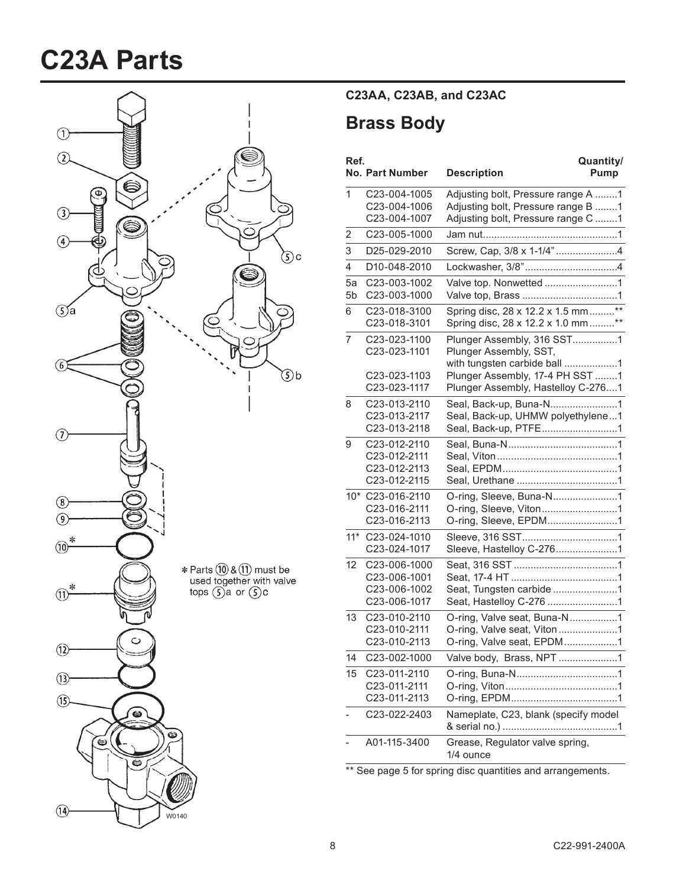# C23A Parts

* Parts (10) & (11) must be used together with valve tops (5)a or (5)c

### C23AA, C23AB, and C23AC

## Brass Body

| Ref. No. | Part Number | Description | Quantity/ Pump |
|---|---|---|---|
| 1 | C23-004-1005 | Adjusting bolt, Pressure range A | 1 |
| | C23-004-1006 | Adjusting bolt, Pressure range B | 1 |
| | C23-004-1007 | Adjusting bolt, Pressure range C | 1 |
| 2 | C23-005-1000 | Jam nut | 1 |
| 3 | D25-029-2010 | Screw, Cap, 3/8 x 1-1/4" | 4 |
| 4 | D10-048-2010 | Lockwasher, 3/8" | 4 |
| 5a | C23-003-1002 | Valve top. Nonwetted | 1 |
| 5b | C23-003-1000 | Valve top, Brass | 1 |
| 6 | C23-018-3100 | Spring disc, 28 x 12.2 x 1.5 mm | ** |
| | C23-018-3101 | Spring disc, 28 x 12.2 x 1.0 mm | ** |
| 7 | C23-023-1100 | Plunger Assembly, 316 SST | 1 |
| | C23-023-1101 | Plunger Assembly, SST, with tungsten carbide ball | 1 |
| | C23-023-1103 | Plunger Assembly, 17-4 PH SST | 1 |
| | C23-023-1117 | Plunger Assembly, Hastelloy C-276 | 1 |
| 8 | C23-013-2110 | Seal, Back-up, Buna-N | 1 |
| | C23-013-2117 | Seal, Back-up, UHMW polyethylene | 1 |
| | C23-013-2118 | Seal, Back-up, PTFE | 1 |
| 9 | C23-012-2110 | Seal, Buna-N | 1 |
| | C23-012-2111 | Seal, Viton | 1 |
| | C23-012-2113 | Seal, EPDM | 1 |
| | C23-012-2115 | Seal, Urethane | 1 |
| 10* | C23-016-2110 | O-ring, Sleeve, Buna-N | 1 |
| | C23-016-2111 | O-ring, Sleeve, Viton | 1 |
| | C23-016-2113 | O-ring, Sleeve, EPDM | 1 |
| 11* | C23-024-1010 | Sleeve, 316 SST | 1 |
| | C23-024-1017 | Sleeve, Hastelloy C-276 | 1 |
| 12 | C23-006-1000 | Seat, 316 SST | 1 |
| | C23-006-1001 | Seat, 17-4 HT | 1 |
| | C23-006-1002 | Seat, Tungsten carbide | 1 |
| | C23-006-1017 | Seat, Hastelloy C-276 | 1 |
| 13 | C23-010-2110 | O-ring, Valve seat, Buna-N | 1 |
| | C23-010-2111 | O-ring, Valve seat, Viton | 1 |
| | C23-010-2113 | O-ring, Valve seat, EPDM | 1 |
| 14 | C23-002-1000 | Valve body, Brass, NPT | 1 |
| 15 | C23-011-2110 | O-ring, Buna-N | 1 |
| | C23-011-2111 | O-ring, Viton | 1 |
| | C23-011-2113 | O-ring, EPDM | 1 |
| - | C23-022-2403 | Nameplate, C23, blank (specify model & serial no.) | 1 |
| - | A01-115-3400 | Grease, Regulator valve spring, 1/4 ounce | |

** See page 5 for spring disc quantities and arrangements.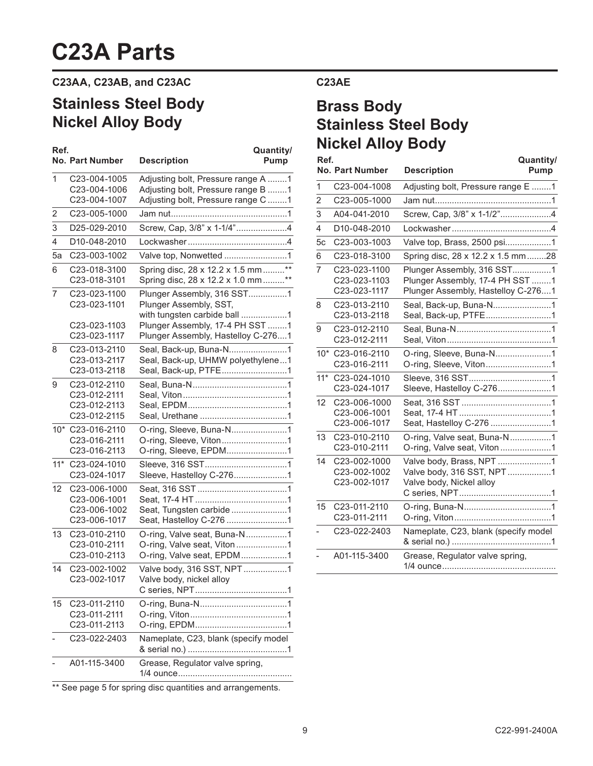# C23A Parts

### C23AA, C23AB, and C23AC

## Stainless Steel Body
## Nickel Alloy Body

| Ref. No. | Part Number | Description | Quantity/ Pump |
|---|---|---|---|
| 1 | C23-004-1005 | Adjusting bolt, Pressure range A | 1 |
| | C23-004-1006 | Adjusting bolt, Pressure range B | 1 |
| | C23-004-1007 | Adjusting bolt, Pressure range C | 1 |
| 2 | C23-005-1000 | Jam nut | 1 |
| 3 | D25-029-2010 | Screw, Cap, 3/8" x 1-1/4" | 4 |
| 4 | D10-048-2010 | Lockwasher | 4 |
| 5a | C23-003-1002 | Valve top, Nonwetted | 1 |
| 6 | C23-018-3100 | Spring disc, 28 x 12.2 x 1.5 mm | ** |
| | C23-018-3101 | Spring disc, 28 x 12.2 x 1.0 mm | ** |
| 7 | C23-023-1100 | Plunger Assembly, 316 SST | 1 |
| | C23-023-1101 | Plunger Assembly, SST, with tungsten carbide ball | 1 |
| | C23-023-1103 | Plunger Assembly, 17-4 PH SST | 1 |
| | C23-023-1117 | Plunger Assembly, Hastelloy C-276 | 1 |
| 8 | C23-013-2110 | Seal, Back-up, Buna-N | 1 |
| | C23-013-2117 | Seal, Back-up, UHMW polyethylene | 1 |
| | C23-013-2118 | Seal, Back-up, PTFE | 1 |
| 9 | C23-012-2110 | Seal, Buna-N | 1 |
| | C23-012-2111 | Seal, Viton | 1 |
| | C23-012-2113 | Seal, EPDM | 1 |
| | C23-012-2115 | Seal, Urethane | 1 |
| 10* | C23-016-2110 | O-ring, Sleeve, Buna-N | 1 |
| | C23-016-2111 | O-ring, Sleeve, Viton | 1 |
| | C23-016-2113 | O-ring, Sleeve, EPDM | 1 |
| 11* | C23-024-1010 | Sleeve, 316 SST | 1 |
| | C23-024-1017 | Sleeve, Hastelloy C-276 | 1 |
| 12 | C23-006-1000 | Seat, 316 SST | 1 |
| | C23-006-1001 | Seat, 17-4 HT | 1 |
| | C23-006-1002 | Seat, Tungsten carbide | 1 |
| | C23-006-1017 | Seat, Hastelloy C-276 | 1 |
| 13 | C23-010-2110 | O-ring, Valve seat, Buna-N | 1 |
| | C23-010-2111 | O-ring, Valve seat, Viton | 1 |
| | C23-010-2113 | O-ring, Valve seat, EPDM | 1 |
| 14 | C23-002-1002 | Valve body, 316 SST, NPT | 1 |
| | C23-002-1017 | Valve body, nickel alloy C series, NPT | 1 |
| 15 | C23-011-2110 | O-ring, Buna-N | 1 |
| | C23-011-2111 | O-ring, Viton | 1 |
| | C23-011-2113 | O-ring, EPDM | 1 |
| - | C23-022-2403 | Nameplate, C23, blank (specify model & serial no.) | 1 |
| - | A01-115-3400 | Grease, Regulator valve spring, 1/4 ounce | |

** See page 5 for spring disc quantities and arrangements.

### C23AE

## Brass Body
## Stainless Steel Body
## Nickel Alloy Body

| Ref. No. | Part Number | Description | Quantity/ Pump |
|---|---|---|---|
| 1 | C23-004-1008 | Adjusting bolt, Pressure range E | 1 |
| 2 | C23-005-1000 | Jam nut | 1 |
| 3 | A04-041-2010 | Screw, Cap, 3/8" x 1-1/2" | 4 |
| 4 | D10-048-2010 | Lockwasher | 4 |
| 5c | C23-003-1003 | Valve top, Brass, 2500 psi | 1 |
| 6 | C23-018-3100 | Spring disc, 28 x 12.2 x 1.5 mm | 28 |
| 7 | C23-023-1100 | Plunger Assembly, 316 SST | 1 |
| | C23-023-1103 | Plunger Assembly, 17-4 PH SST | 1 |
| | C23-023-1117 | Plunger Assembly, Hastelloy C-276 | 1 |
| 8 | C23-013-2110 | Seal, Back-up, Buna-N | 1 |
| | C23-013-2118 | Seal, Back-up, PTFE | 1 |
| 9 | C23-012-2110 | Seal, Buna-N | 1 |
| | C23-012-2111 | Seal, Viton | 1 |
| 10* | C23-016-2110 | O-ring, Sleeve, Buna-N | 1 |
| | C23-016-2111 | O-ring, Sleeve, Viton | 1 |
| 11* | C23-024-1010 | Sleeve, 316 SST | 1 |
| | C23-024-1017 | Sleeve, Hastelloy C-276 | 1 |
| 12 | C23-006-1000 | Seat, 316 SST | 1 |
| | C23-006-1001 | Seat, 17-4 HT | 1 |
| | C23-006-1017 | Seat, Hastelloy C-276 | 1 |
| 13 | C23-010-2110 | O-ring, Valve seat, Buna-N | 1 |
| | C23-010-2111 | O-ring, Valve seat, Viton | 1 |
| 14 | C23-002-1000 | Valve body, Brass, NPT | 1 |
| | C23-002-1002 | Valve body, 316 SST, NPT | 1 |
| | C23-002-1017 | Valve body, Nickel alloy C series, NPT | 1 |
| 15 | C23-011-2110 | O-ring, Buna-N | 1 |
| | C23-011-2111 | O-ring, Viton | 1 |
| - | C23-022-2403 | Nameplate, C23, blank (specify model & serial no.) | 1 |
| - | A01-115-3400 | Grease, Regulator valve spring, 1/4 ounce | |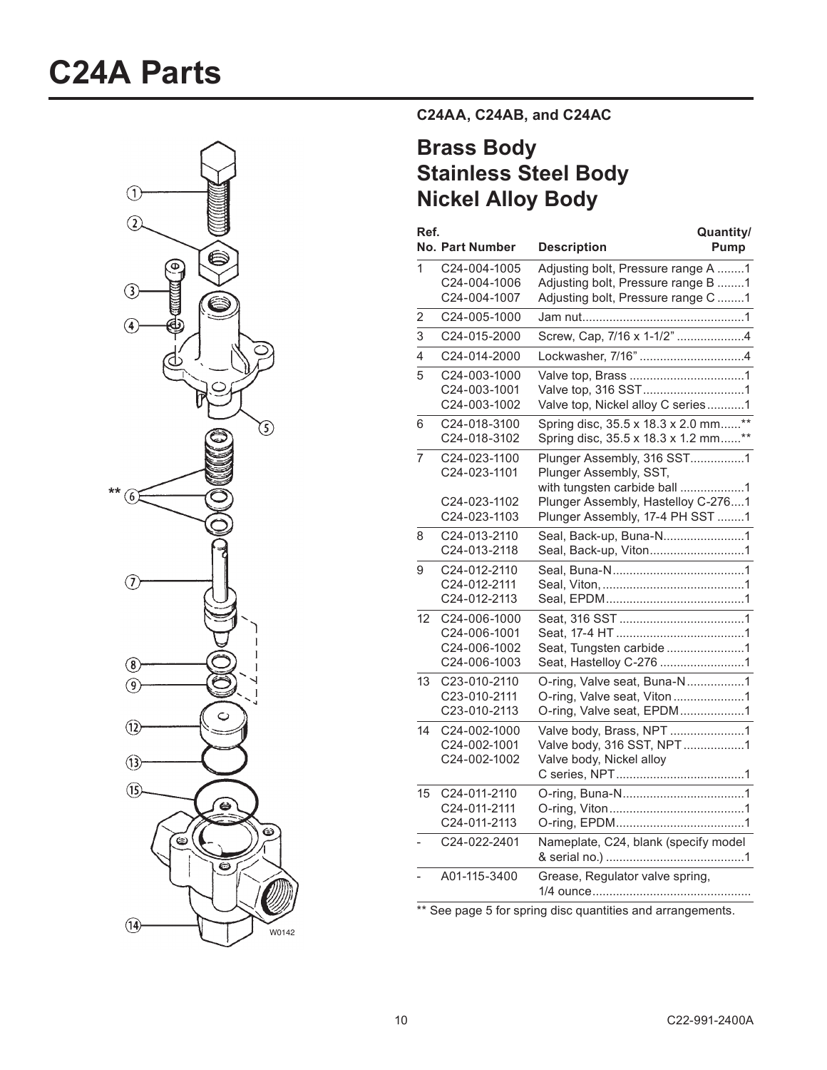# C24A Parts

**C24AA, C24AB, and C24AC**

## Brass Body
## Stainless Steel Body
## Nickel Alloy Body

| Ref. No. | Part Number | Description | Quantity/ Pump |
|---|---|---|---|
| 1 | C24-004-1005 | Adjusting bolt, Pressure range A | 1 |
| | C24-004-1006 | Adjusting bolt, Pressure range B | 1 |
| | C24-004-1007 | Adjusting bolt, Pressure range C | 1 |
| 2 | C24-005-1000 | Jam nut | 1 |
| 3 | C24-015-2000 | Screw, Cap, 7/16 x 1-1/2" | 4 |
| 4 | C24-014-2000 | Lockwasher, 7/16" | 4 |
| 5 | C24-003-1000 | Valve top, Brass | 1 |
| | C24-003-1001 | Valve top, 316 SST | 1 |
| | C24-003-1002 | Valve top, Nickel alloy C series | 1 |
| 6 | C24-018-3100 | Spring disc, 35.5 x 18.3 x 2.0 mm | ** |
| | C24-018-3102 | Spring disc, 35.5 x 18.3 x 1.2 mm | ** |
| 7 | C24-023-1100 | Plunger Assembly, 316 SST | 1 |
| | C24-023-1101 | Plunger Assembly, SST, with tungsten carbide ball | 1 |
| | C24-023-1102 | Plunger Assembly, Hastelloy C-276 | 1 |
| | C24-023-1103 | Plunger Assembly, 17-4 PH SST | 1 |
| 8 | C24-013-2110 | Seal, Back-up, Buna-N | 1 |
| | C24-013-2118 | Seal, Back-up, Viton | 1 |
| 9 | C24-012-2110 | Seal, Buna-N | 1 |
| | C24-012-2111 | Seal, Viton, | 1 |
| | C24-012-2113 | Seal, EPDM | 1 |
| 12 | C24-006-1000 | Seat, 316 SST | 1 |
| | C24-006-1001 | Seat, 17-4 HT | 1 |
| | C24-006-1002 | Seat, Tungsten carbide | 1 |
| | C24-006-1003 | Seat, Hastelloy C-276 | 1 |
| 13 | C23-010-2110 | O-ring, Valve seat, Buna-N | 1 |
| | C23-010-2111 | O-ring, Valve seat, Viton | 1 |
| | C23-010-2113 | O-ring, Valve seat, EPDM | 1 |
| 14 | C24-002-1000 | Valve body, Brass, NPT | 1 |
| | C24-002-1001 | Valve body, 316 SST, NPT | 1 |
| | C24-002-1002 | Valve body, Nickel alloy C series, NPT | 1 |
| 15 | C24-011-2110 | O-ring, Buna-N | 1 |
| | C24-011-2111 | O-ring, Viton | 1 |
| | C24-011-2113 | O-ring, EPDM | 1 |
| - | C24-022-2401 | Nameplate, C24, blank (specify model & serial no.) | 1 |
| - | A01-115-3400 | Grease, Regulator valve spring, 1/4 ounce | |

** See page 5 for spring disc quantities and arrangements.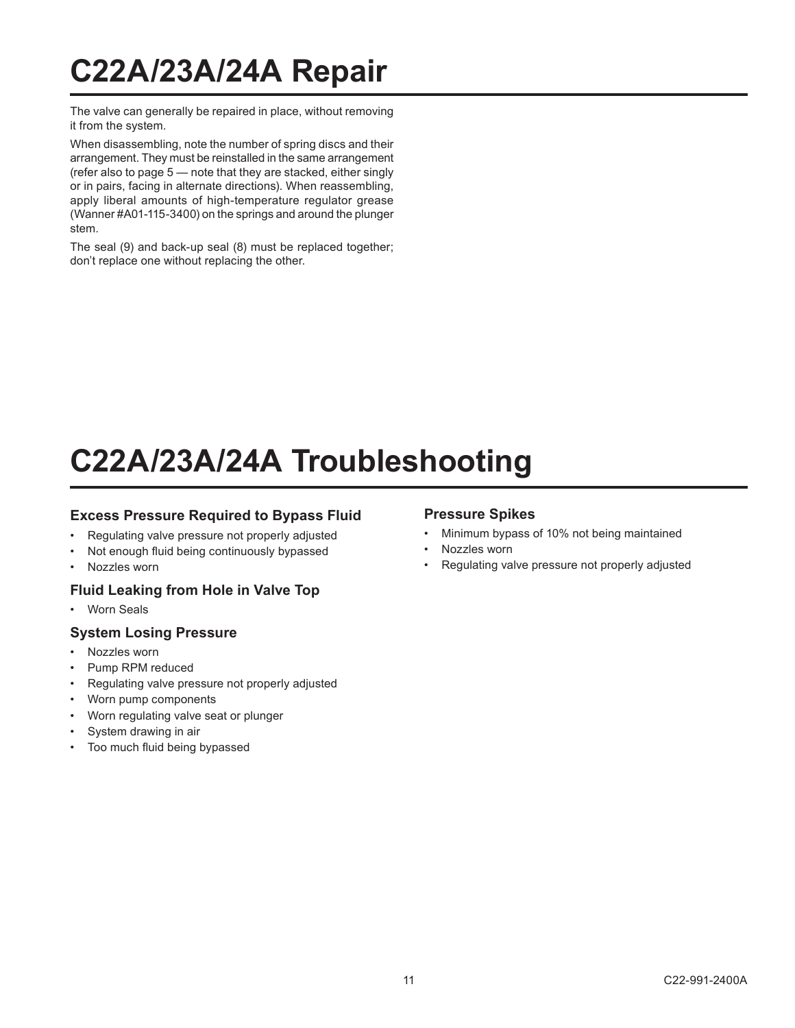# C22A/23A/24A Repair

The valve can generally be repaired in place, without removing it from the system.

When disassembling, note the number of spring discs and their arrangement. They must be reinstalled in the same arrangement (refer also to page 5 — note that they are stacked, either singly or in pairs, facing in alternate directions). When reassembling, apply liberal amounts of high-temperature regulator grease (Wanner #A01-115-3400) on the springs and around the plunger stem.

The seal (9) and back-up seal (8) must be replaced together; don't replace one without replacing the other.

# C22A/23A/24A Troubleshooting

### Excess Pressure Required to Bypass Fluid

- Regulating valve pressure not properly adjusted
- Not enough fluid being continuously bypassed
- Nozzles worn

### Fluid Leaking from Hole in Valve Top

- Worn Seals

### System Losing Pressure

- Nozzles worn
- Pump RPM reduced
- Regulating valve pressure not properly adjusted
- Worn pump components
- Worn regulating valve seat or plunger
- System drawing in air
- Too much fluid being bypassed

### Pressure Spikes

- Minimum bypass of 10% not being maintained
- Nozzles worn
- Regulating valve pressure not properly adjusted